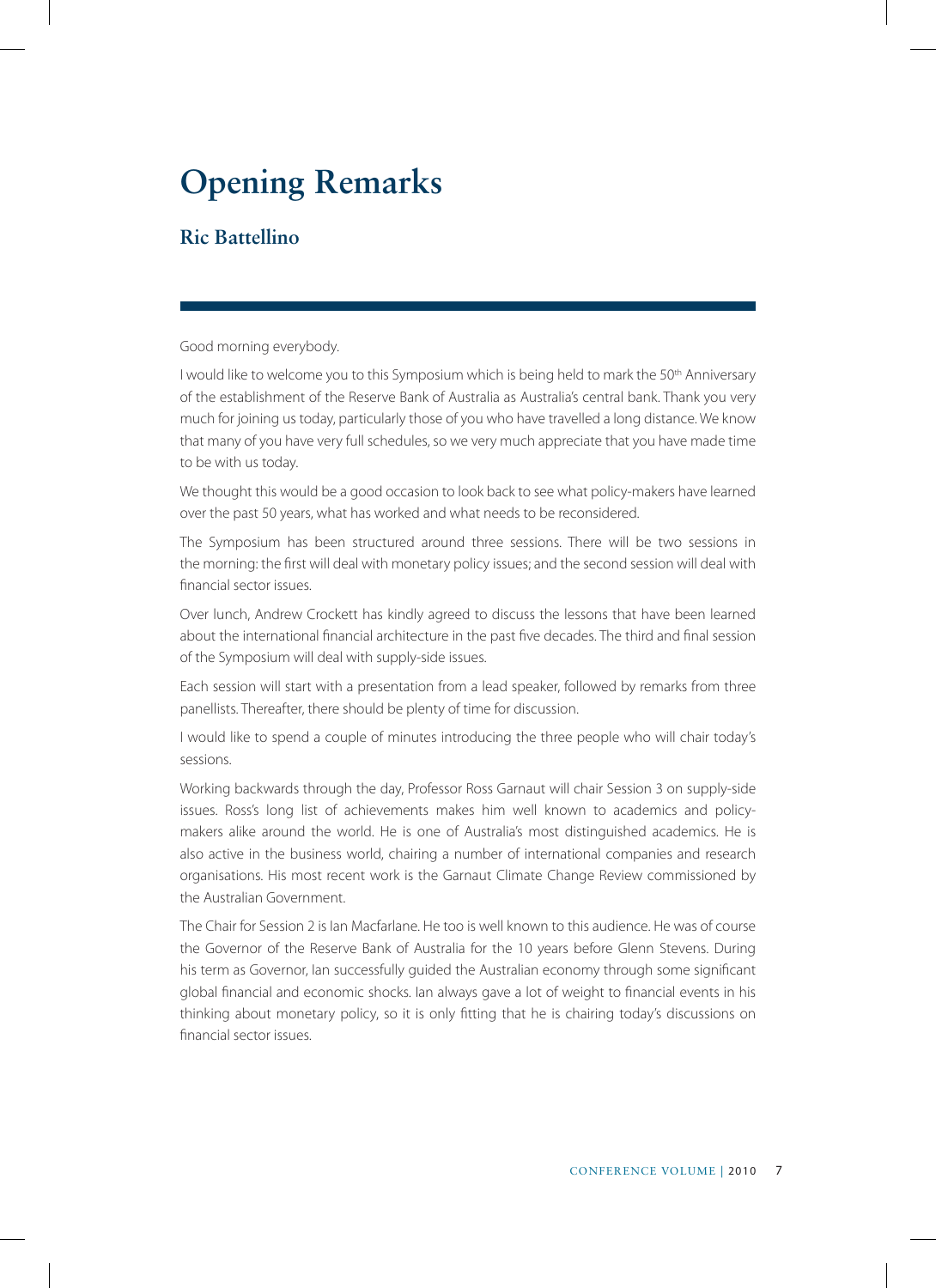# Opening Remarks

## Ric Battellino

Good morning everybody.

I would like to welcome you to this Symposium which is being held to mark the 50th Anniversary of the establishment of the Reserve Bank of Australia as Australia's central bank. Thank you very much for joining us today, particularly those of you who have travelled a long distance. We know that many of you have very full schedules, so we very much appreciate that you have made time to be with us today.

We thought this would be a good occasion to look back to see what policy-makers have learned over the past 50 years, what has worked and what needs to be reconsidered.

The Symposium has been structured around three sessions. There will be two sessions in the morning: the first will deal with monetary policy issues; and the second session will deal with financial sector issues.

Over lunch, Andrew Crockett has kindly agreed to discuss the lessons that have been learned about the international financial architecture in the past five decades. The third and final session of the Symposium will deal with supply-side issues.

Each session will start with a presentation from a lead speaker, followed by remarks from three panellists. Thereafter, there should be plenty of time for discussion.

I would like to spend a couple of minutes introducing the three people who will chair today's sessions.

Working backwards through the day, Professor Ross Garnaut will chair Session 3 on supply-side issues. Ross's long list of achievements makes him well known to academics and policy-makers alike around the world. He is one of Australia's most distinguished academics. He is also active in the business world, chairing a number of international companies and research organisations. His most recent work is the Garnaut Climate Change Review commissioned by the Australian Government.

The Chair for Session 2 is Ian Macfarlane. He too is well known to this audience. He was of course the Governor of the Reserve Bank of Australia for the 10 years before Glenn Stevens. During his term as Governor, Ian successfully guided the Australian economy through some significant global financial and economic shocks. Ian always gave a lot of weight to financial events in his thinking about monetary policy, so it is only fitting that he is chairing today's discussions on financial sector issues.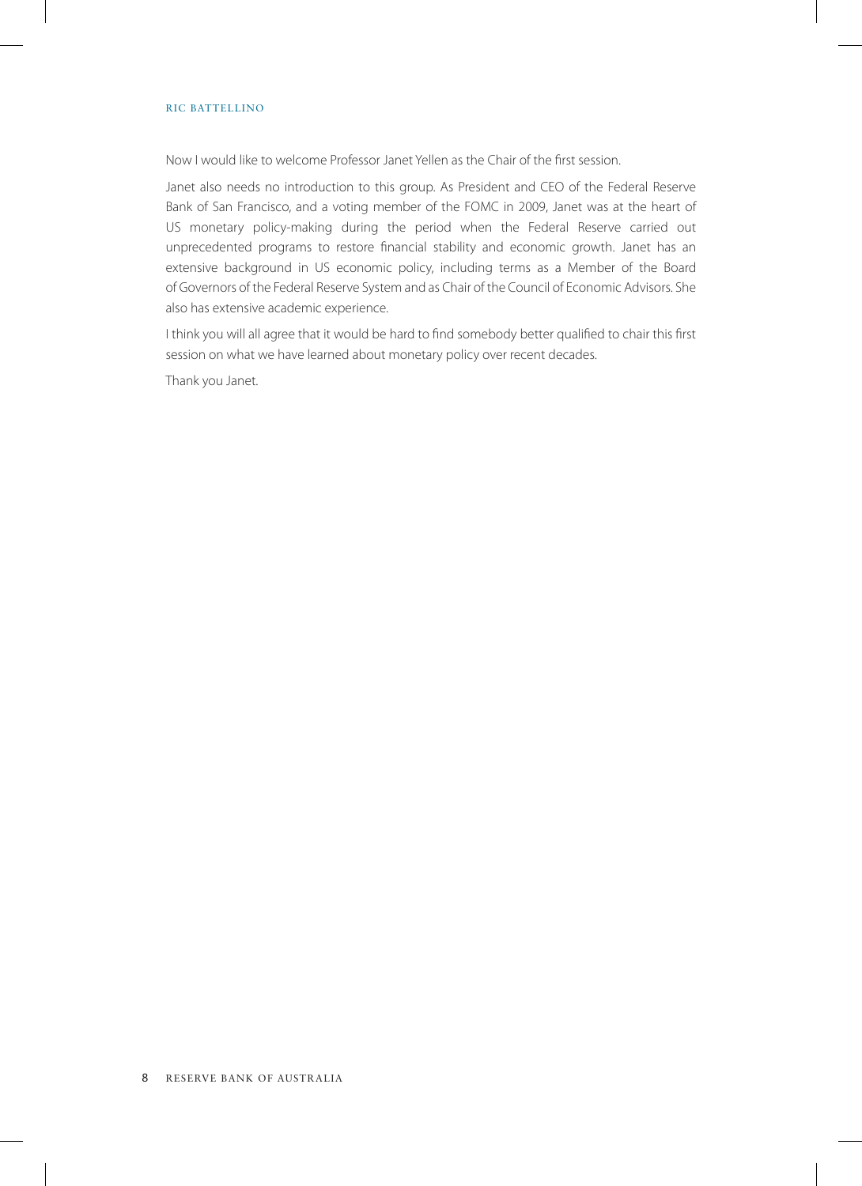Now I would like to welcome Professor Janet Yellen as the Chair of the first session.

Janet also needs no introduction to this group. As President and CEO of the Federal Reserve Bank of San Francisco, and a voting member of the FOMC in 2009, Janet was at the heart of US monetary policy-making during the period when the Federal Reserve carried out unprecedented programs to restore financial stability and economic growth. Janet has an extensive background in US economic policy, including terms as a Member of the Board of Governors of the Federal Reserve System and as Chair of the Council of Economic Advisors. She also has extensive academic experience.

I think you will all agree that it would be hard to find somebody better qualified to chair this first session on what we have learned about monetary policy over recent decades.

Thank you Janet.